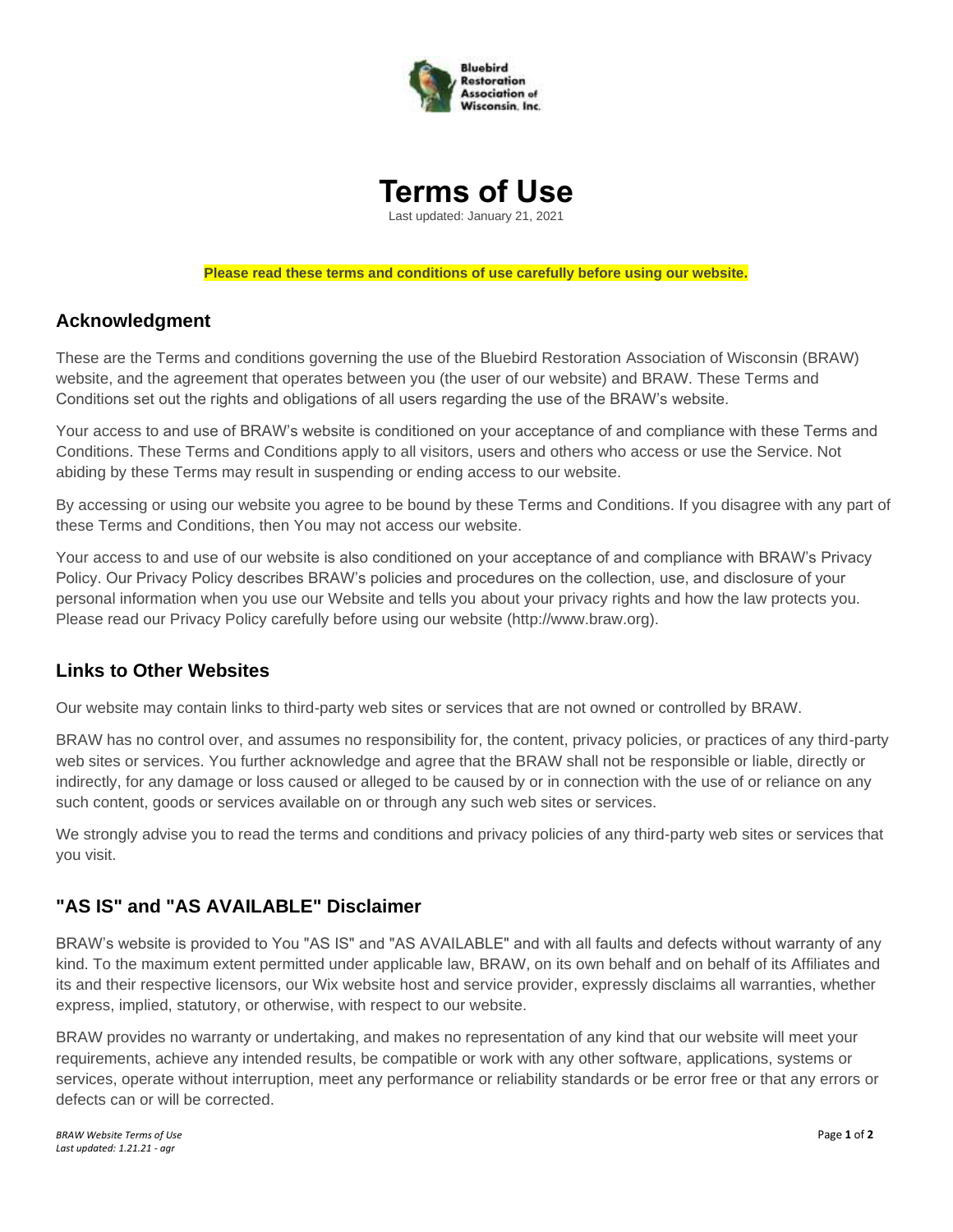# Terms of Use

Last updated: January 21, 2021

**Please read these terms and conditions of use carefully before using our website.**

## Acknowledgment

These are the Terms and conditions governing the use of the Bluebird Restoration Association of Wisconsin (BRAW) website, and the agreement that operates between you (the user of our website) and BRAW. These Terms and Conditions set out the rights and obligations of all users regarding the use of the BRAW's website.

Your access to and use of BRAW's website is conditioned on your acceptance of and compliance with these Terms and Conditions. These Terms and Conditions apply to all visitors, users and others who access or use the Service. Not abiding by these Terms may result in suspending or ending access to our website.

By accessing or using our website you agree to be bound by these Terms and Conditions. If you disagree with any part of these Terms and Conditions, then You may not access our website.

Your access to and use of our website is also conditioned on your acceptance of and compliance with BRAW's Privacy Policy. Our Privacy Policy describes BRAW's policies and procedures on the collection, use, and disclosure of your personal information when you use our Website and tells you about your privacy rights and how the law protects you. Please read our Privacy Policy carefully before using our website (http://www.braw.org).

## Links to Other Websites

Our website may contain links to third-party web sites or services that are not owned or controlled by BRAW.

BRAW has no control over, and assumes no responsibility for, the content, privacy policies, or practices of any third-party web sites or services. You further acknowledge and agree that the BRAW shall not be responsible or liable, directly or indirectly, for any damage or loss caused or alleged to be caused by or in connection with the use of or reliance on any such content, goods or services available on or through any such web sites or services.

We strongly advise you to read the terms and conditions and privacy policies of any third-party web sites or services that you visit.

## "AS IS" and "AS AVAILABLE" Disclaimer

BRAW's website is provided to You "AS IS" and "AS AVAILABLE" and with all faults and defects without warranty of any kind. To the maximum extent permitted under applicable law, BRAW, on its own behalf and on behalf of its Affiliates and its and their respective licensors, our Wix website host and service provider, expressly disclaims all warranties, whether express, implied, statutory, or otherwise, with respect to our website.

BRAW provides no warranty or undertaking, and makes no representation of any kind that our website will meet your requirements, achieve any intended results, be compatible or work with any other software, applications, systems or services, operate without interruption, meet any performance or reliability standards or be error free or that any errors or defects can or will be corrected.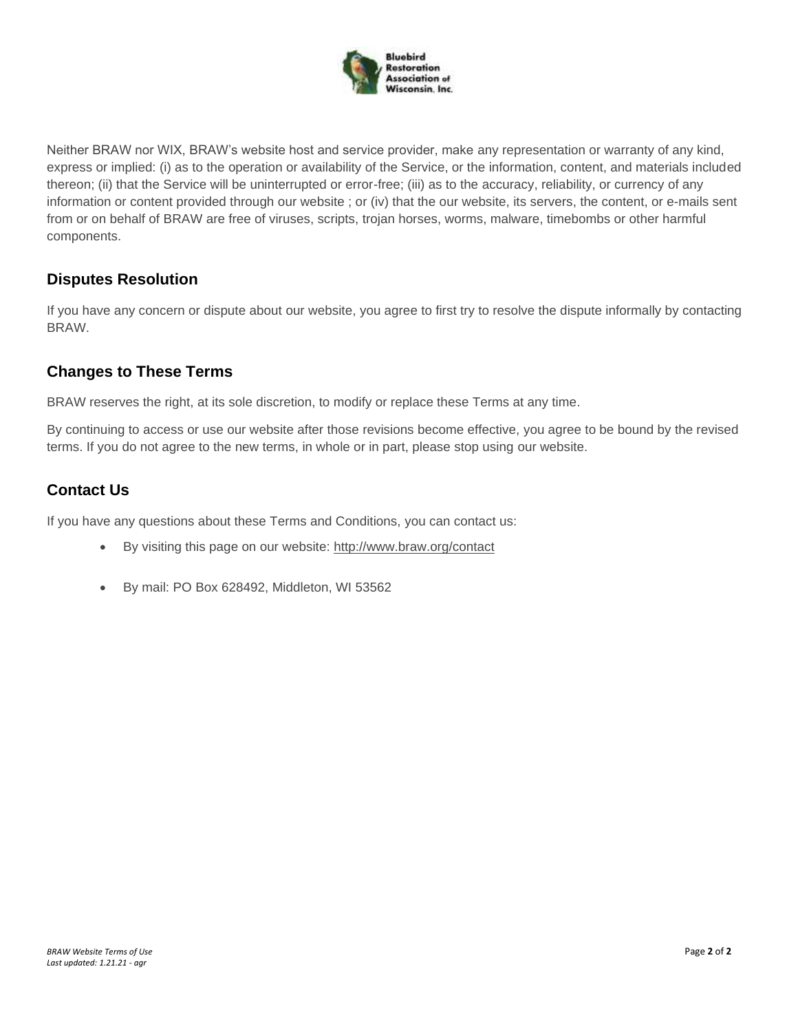Neither BRAW nor WIX, BRAW's website host and service provider, make any representation or warranty of any kind, express or implied: (i) as to the operation or availability of the Service, or the information, content, and materials included thereon; (ii) that the Service will be uninterrupted or error-free; (iii) as to the accuracy, reliability, or currency of any information or content provided through our website ; or (iv) that the our website, its servers, the content, or e-mails sent from or on behalf of BRAW are free of viruses, scripts, trojan horses, worms, malware, timebombs or other harmful components.

## Disputes Resolution

If you have any concern or dispute about our website, you agree to first try to resolve the dispute informally by contacting BRAW.

## Changes to These Terms

BRAW reserves the right, at its sole discretion, to modify or replace these Terms at any time.

By continuing to access or use our website after those revisions become effective, you agree to be bound by the revised terms. If you do not agree to the new terms, in whole or in part, please stop using our website.

## Contact Us

If you have any questions about these Terms and Conditions, you can contact us:

- By visiting this page on our website: http://www.braw.org/contact
- By mail: PO Box 628492, Middleton, WI 53562